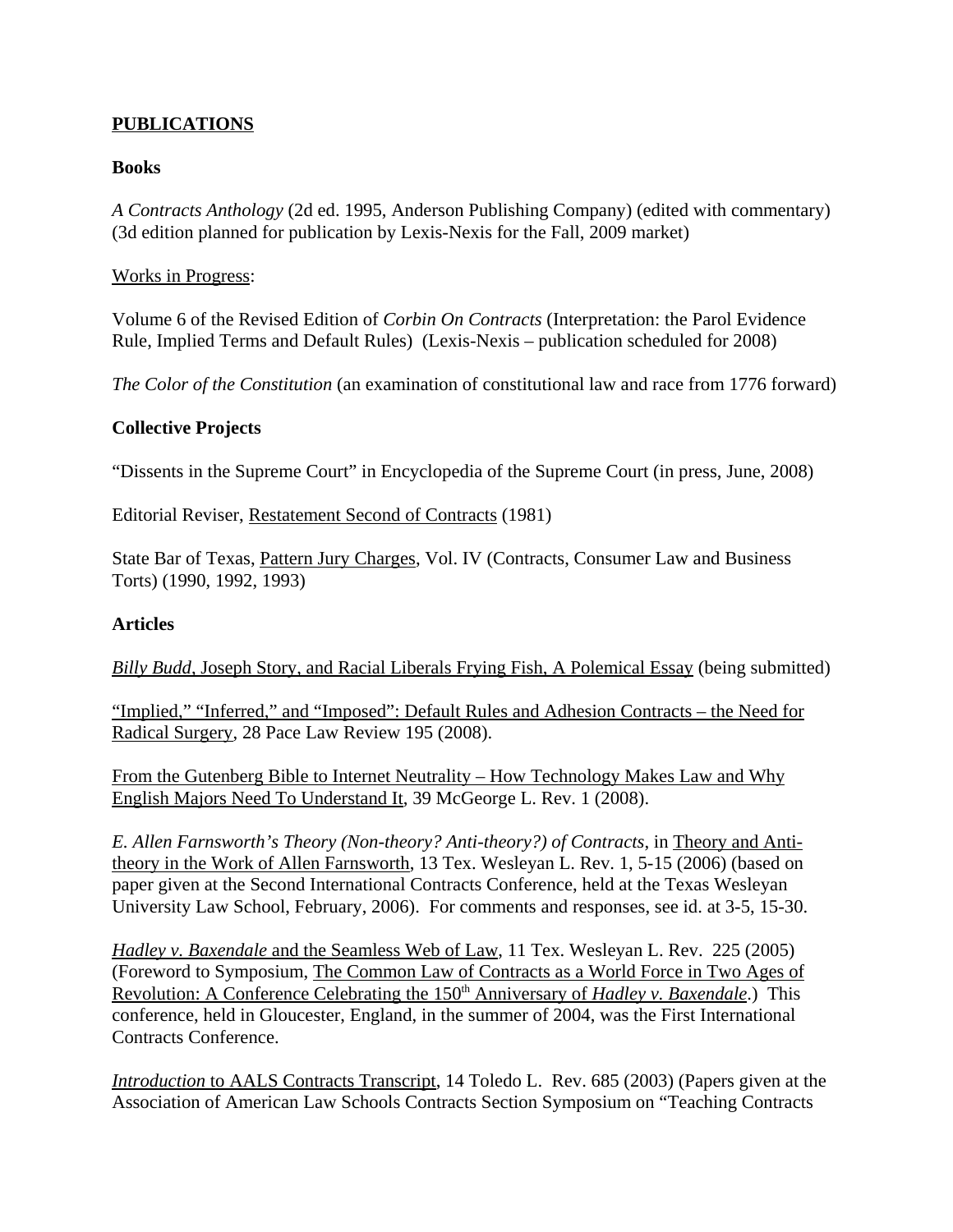## PUBLICATIONS

### Books

*A Contracts Anthology* (2d ed. 1995, Anderson Publishing Company) (edited with commentary) (3d edition planned for publication by Lexis-Nexis for the Fall, 2009 market)

Works in Progress:

Volume 6 of the Revised Edition of *Corbin On Contracts* (Interpretation: the Parol Evidence Rule, Implied Terms and Default Rules) (Lexis-Nexis – publication scheduled for 2008)

*The Color of the Constitution* (an examination of constitutional law and race from 1776 forward)

### Collective Projects

"Dissents in the Supreme Court" in Encyclopedia of the Supreme Court (in press, June, 2008)

Editorial Reviser, Restatement Second of Contracts (1981)

State Bar of Texas, Pattern Jury Charges, Vol. IV (Contracts, Consumer Law and Business Torts) (1990, 1992, 1993)

### Articles

*Billy Budd*, Joseph Story, and Racial Liberals Frying Fish, A Polemical Essay (being submitted)

"Implied," "Inferred," and "Imposed": Default Rules and Adhesion Contracts – the Need for Radical Surgery, 28 Pace Law Review 195 (2008).

From the Gutenberg Bible to Internet Neutrality – How Technology Makes Law and Why English Majors Need To Understand It, 39 McGeorge L. Rev. 1 (2008).

*E. Allen Farnsworth's Theory (Non-theory? Anti-theory?) of Contracts*, in Theory and Anti-theory in the Work of Allen Farnsworth, 13 Tex. Wesleyan L. Rev. 1, 5-15 (2006) (based on paper given at the Second International Contracts Conference, held at the Texas Wesleyan University Law School, February, 2006). For comments and responses, see id. at 3-5, 15-30.

*Hadley v. Baxendale* and the Seamless Web of Law, 11 Tex. Wesleyan L. Rev. 225 (2005) (Foreword to Symposium, The Common Law of Contracts as a World Force in Two Ages of Revolution: A Conference Celebrating the 150th Anniversary of *Hadley v. Baxendale*.) This conference, held in Gloucester, England, in the summer of 2004, was the First International Contracts Conference.

*Introduction* to AALS Contracts Transcript, 14 Toledo L. Rev. 685 (2003) (Papers given at the Association of American Law Schools Contracts Section Symposium on "Teaching Contracts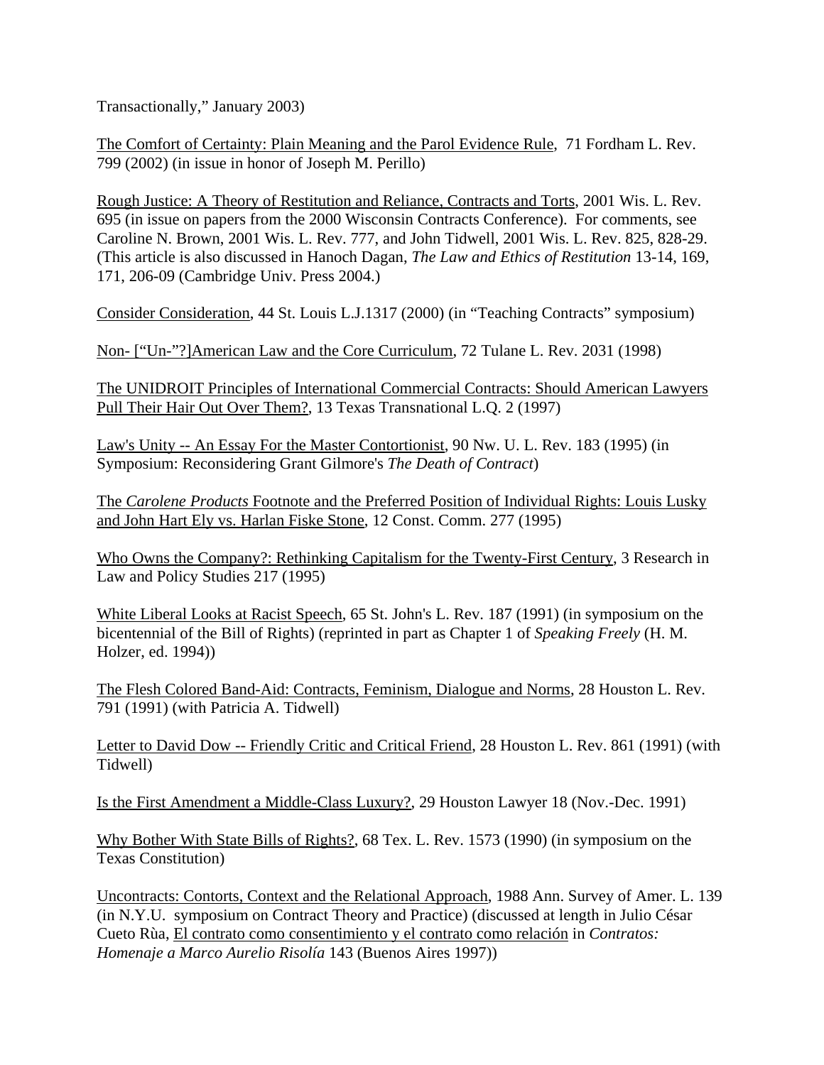Transactionally," January 2003)

<u>The Comfort of Certainty: Plain Meaning and the Parol Evidence Rule</u>, 71 Fordham L. Rev. 799 (2002) (in issue in honor of Joseph M. Perillo)

<u>Rough Justice: A Theory of Restitution and Reliance, Contracts and Torts</u>, 2001 Wis. L. Rev. 695 (in issue on papers from the 2000 Wisconsin Contracts Conference). For comments, see Caroline N. Brown, 2001 Wis. L. Rev. 777, and John Tidwell, 2001 Wis. L. Rev. 825, 828-29. (This article is also discussed in Hanoch Dagan, *The Law and Ethics of Restitution* 13-14, 169, 171, 206-09 (Cambridge Univ. Press 2004.)

<u>Consider Consideration</u>, 44 St. Louis L.J.1317 (2000) (in "Teaching Contracts" symposium)

<u>Non- ["Un-"?]American Law and the Core Curriculum</u>, 72 Tulane L. Rev. 2031 (1998)

<u>The UNIDROIT Principles of International Commercial Contracts: Should American Lawyers Pull Their Hair Out Over Them?</u>, 13 Texas Transnational L.Q. 2 (1997)

<u>Law's Unity -- An Essay For the Master Contortionist</u>, 90 Nw. U. L. Rev. 183 (1995) (in Symposium: Reconsidering Grant Gilmore's *The Death of Contract*)

<u>The *Carolene Products* Footnote and the Preferred Position of Individual Rights: Louis Lusky and John Hart Ely vs. Harlan Fiske Stone</u>, 12 Const. Comm. 277 (1995)

<u>Who Owns the Company?: Rethinking Capitalism for the Twenty-First Century</u>, 3 Research in Law and Policy Studies 217 (1995)

<u>White Liberal Looks at Racist Speech</u>, 65 St. John's L. Rev. 187 (1991) (in symposium on the bicentennial of the Bill of Rights) (reprinted in part as Chapter 1 of *Speaking Freely* (H. M. Holzer, ed. 1994))

<u>The Flesh Colored Band-Aid: Contracts, Feminism, Dialogue and Norms</u>, 28 Houston L. Rev. 791 (1991) (with Patricia A. Tidwell)

<u>Letter to David Dow -- Friendly Critic and Critical Friend</u>, 28 Houston L. Rev. 861 (1991) (with Tidwell)

<u>Is the First Amendment a Middle-Class Luxury?</u>, 29 Houston Lawyer 18 (Nov.-Dec. 1991)

<u>Why Bother With State Bills of Rights?</u>, 68 Tex. L. Rev. 1573 (1990) (in symposium on the Texas Constitution)

<u>Uncontracts: Contorts, Context and the Relational Approach</u>, 1988 Ann. Survey of Amer. L. 139 (in N.Y.U. symposium on Contract Theory and Practice) (discussed at length in Julio César Cueto Rùa, <u>El contrato como consentimiento y el contrato como relación</u> in *Contratos: Homenaje a Marco Aurelio Risolía* 143 (Buenos Aires 1997))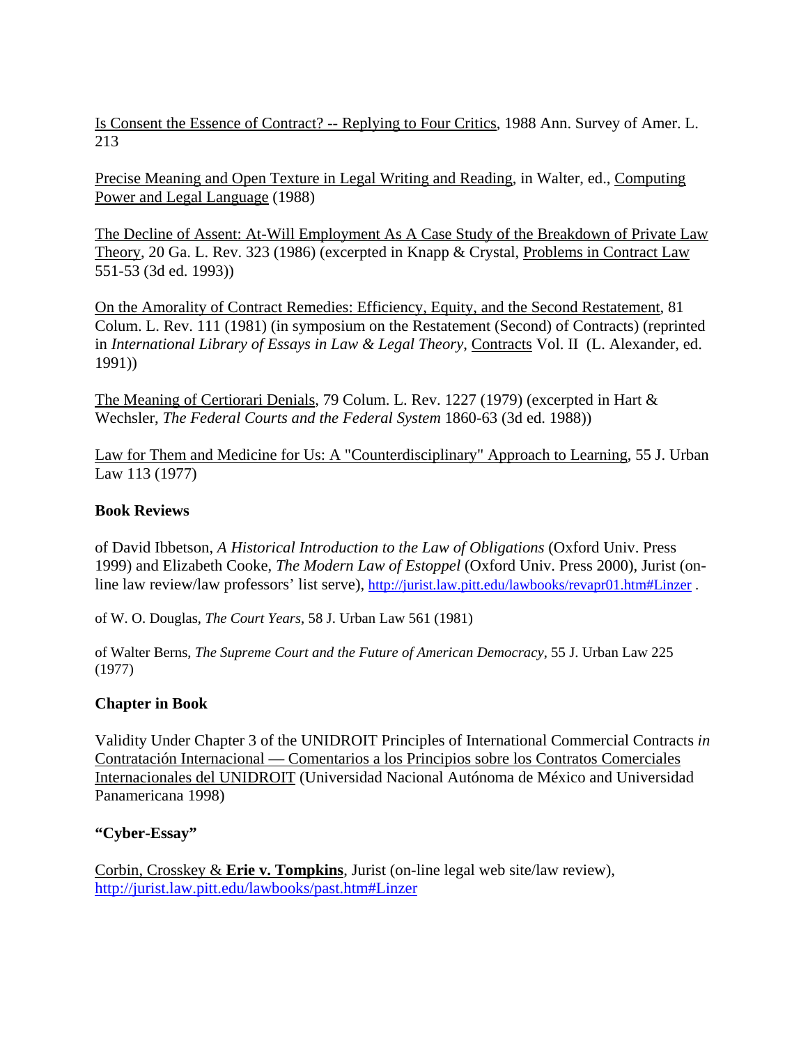Is Consent the Essence of Contract? -- Replying to Four Critics, 1988 Ann. Survey of Amer. L. 213

Precise Meaning and Open Texture in Legal Writing and Reading, in Walter, ed., Computing Power and Legal Language (1988)

The Decline of Assent: At-Will Employment As A Case Study of the Breakdown of Private Law Theory, 20 Ga. L. Rev. 323 (1986) (excerpted in Knapp & Crystal, Problems in Contract Law 551-53 (3d ed. 1993))

On the Amorality of Contract Remedies: Efficiency, Equity, and the Second Restatement, 81 Colum. L. Rev. 111 (1981) (in symposium on the Restatement (Second) of Contracts) (reprinted in *International Library of Essays in Law & Legal Theory*, Contracts Vol. II (L. Alexander, ed. 1991))

The Meaning of Certiorari Denials, 79 Colum. L. Rev. 1227 (1979) (excerpted in Hart & Wechsler, *The Federal Courts and the Federal System* 1860-63 (3d ed. 1988))

Law for Them and Medicine for Us: A "Counterdisciplinary" Approach to Learning, 55 J. Urban Law 113 (1977)

**Book Reviews**

of David Ibbetson, *A Historical Introduction to the Law of Obligations* (Oxford Univ. Press 1999) and Elizabeth Cooke, *The Modern Law of Estoppel* (Oxford Univ. Press 2000), Jurist (on-line law review/law professors' list serve), http://jurist.law.pitt.edu/lawbooks/revapr01.htm#Linzer .

of W. O. Douglas, *The Court Years*, 58 J. Urban Law 561 (1981)

of Walter Berns, *The Supreme Court and the Future of American Democracy*, 55 J. Urban Law 225 (1977)

**Chapter in Book**

Validity Under Chapter 3 of the UNIDROIT Principles of International Commercial Contracts *in* Contratación Internacional — Comentarios a los Principios sobre los Contratos Comerciales Internacionales del UNIDROIT (Universidad Nacional Autónoma de México and Universidad Panamericana 1998)

**"Cyber-Essay"**

Corbin, Crosskey & **Erie v. Tompkins**, Jurist (on-line legal web site/law review), http://jurist.law.pitt.edu/lawbooks/past.htm#Linzer